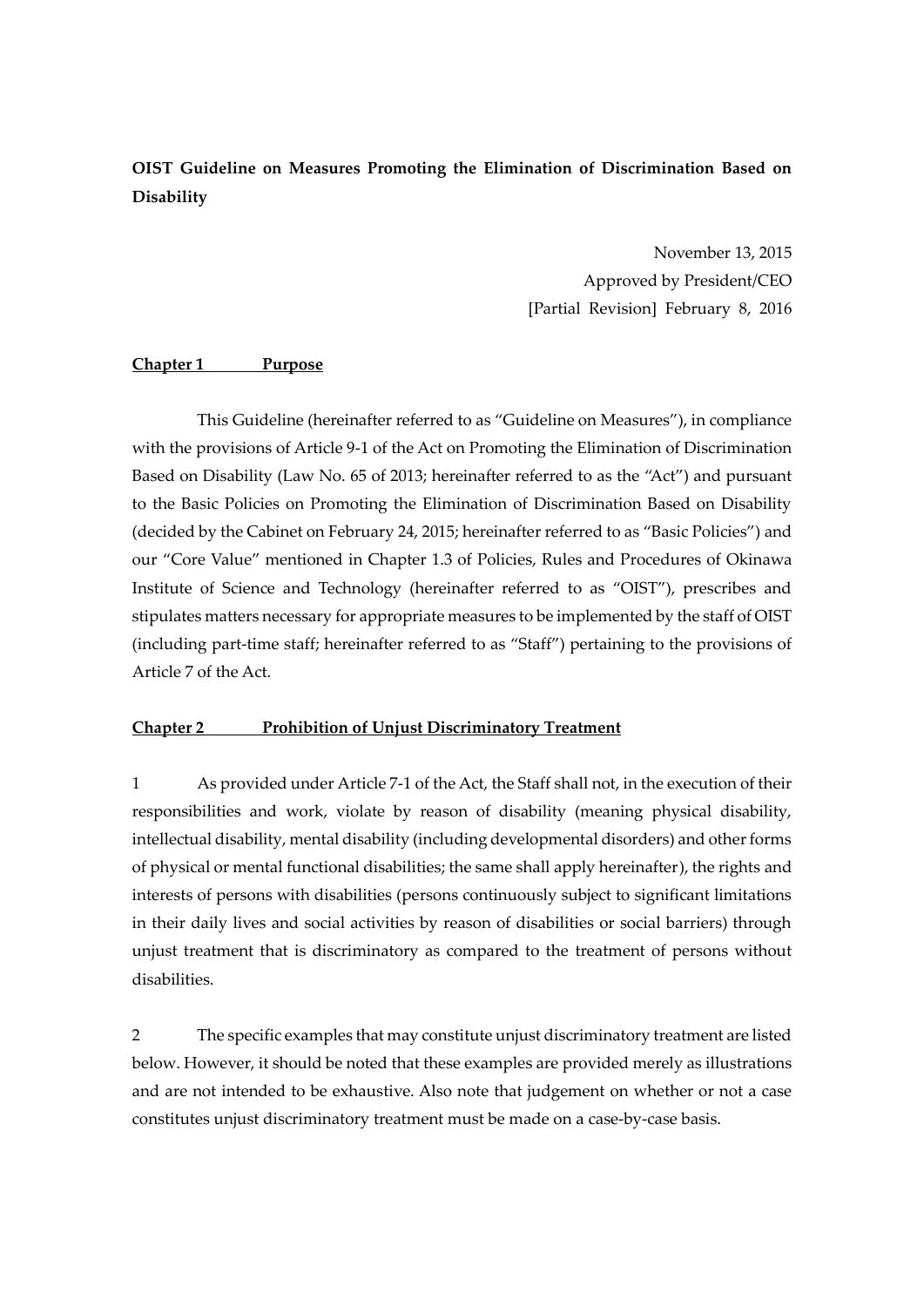# OIST Guideline on Measures Promoting the Elimination of Discrimination Based on Disability

November 13, 2015
Approved by President/CEO
[Partial Revision] February 8, 2016

## Chapter 1 Purpose

This Guideline (hereinafter referred to as "Guideline on Measures"), in compliance with the provisions of Article 9-1 of the Act on Promoting the Elimination of Discrimination Based on Disability (Law No. 65 of 2013; hereinafter referred to as the "Act") and pursuant to the Basic Policies on Promoting the Elimination of Discrimination Based on Disability (decided by the Cabinet on February 24, 2015; hereinafter referred to as "Basic Policies") and our "Core Value" mentioned in Chapter 1.3 of Policies, Rules and Procedures of Okinawa Institute of Science and Technology (hereinafter referred to as "OIST"), prescribes and stipulates matters necessary for appropriate measures to be implemented by the staff of OIST (including part-time staff; hereinafter referred to as "Staff") pertaining to the provisions of Article 7 of the Act.

## Chapter 2 Prohibition of Unjust Discriminatory Treatment

1 As provided under Article 7-1 of the Act, the Staff shall not, in the execution of their responsibilities and work, violate by reason of disability (meaning physical disability, intellectual disability, mental disability (including developmental disorders) and other forms of physical or mental functional disabilities; the same shall apply hereinafter), the rights and interests of persons with disabilities (persons continuously subject to significant limitations in their daily lives and social activities by reason of disabilities or social barriers) through unjust treatment that is discriminatory as compared to the treatment of persons without disabilities.

2 The specific examples that may constitute unjust discriminatory treatment are listed below. However, it should be noted that these examples are provided merely as illustrations and are not intended to be exhaustive. Also note that judgement on whether or not a case constitutes unjust discriminatory treatment must be made on a case-by-case basis.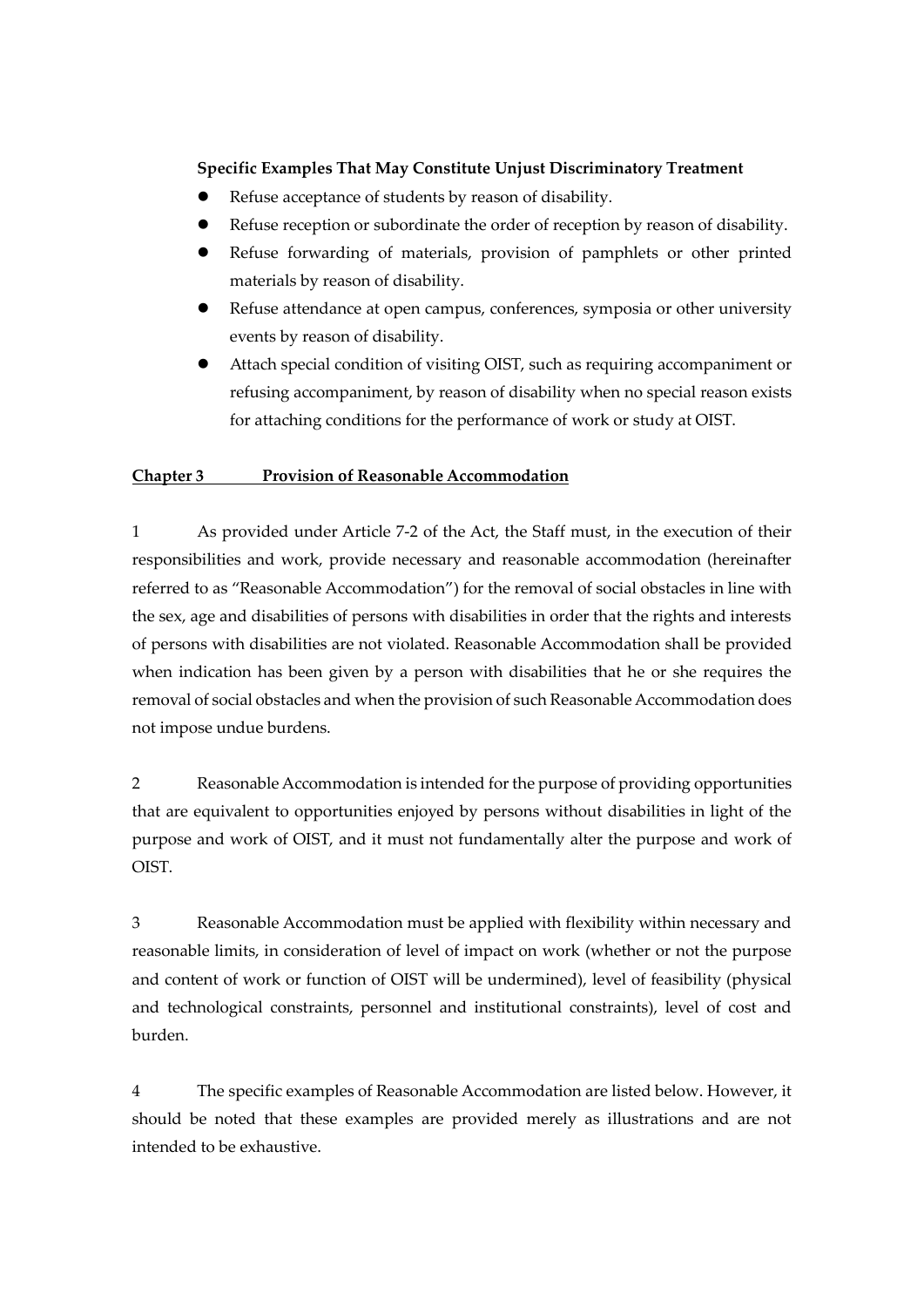**Specific Examples That May Constitute Unjust Discriminatory Treatment**

- Refuse acceptance of students by reason of disability.
- Refuse reception or subordinate the order of reception by reason of disability.
- Refuse forwarding of materials, provision of pamphlets or other printed materials by reason of disability.
- Refuse attendance at open campus, conferences, symposia or other university events by reason of disability.
- Attach special condition of visiting OIST, such as requiring accompaniment or refusing accompaniment, by reason of disability when no special reason exists for attaching conditions for the performance of work or study at OIST.

## Chapter 3 Provision of Reasonable Accommodation

1 As provided under Article 7-2 of the Act, the Staff must, in the execution of their responsibilities and work, provide necessary and reasonable accommodation (hereinafter referred to as "Reasonable Accommodation") for the removal of social obstacles in line with the sex, age and disabilities of persons with disabilities in order that the rights and interests of persons with disabilities are not violated. Reasonable Accommodation shall be provided when indication has been given by a person with disabilities that he or she requires the removal of social obstacles and when the provision of such Reasonable Accommodation does not impose undue burdens.

2 Reasonable Accommodation is intended for the purpose of providing opportunities that are equivalent to opportunities enjoyed by persons without disabilities in light of the purpose and work of OIST, and it must not fundamentally alter the purpose and work of OIST.

3 Reasonable Accommodation must be applied with flexibility within necessary and reasonable limits, in consideration of level of impact on work (whether or not the purpose and content of work or function of OIST will be undermined), level of feasibility (physical and technological constraints, personnel and institutional constraints), level of cost and burden.

4 The specific examples of Reasonable Accommodation are listed below. However, it should be noted that these examples are provided merely as illustrations and are not intended to be exhaustive.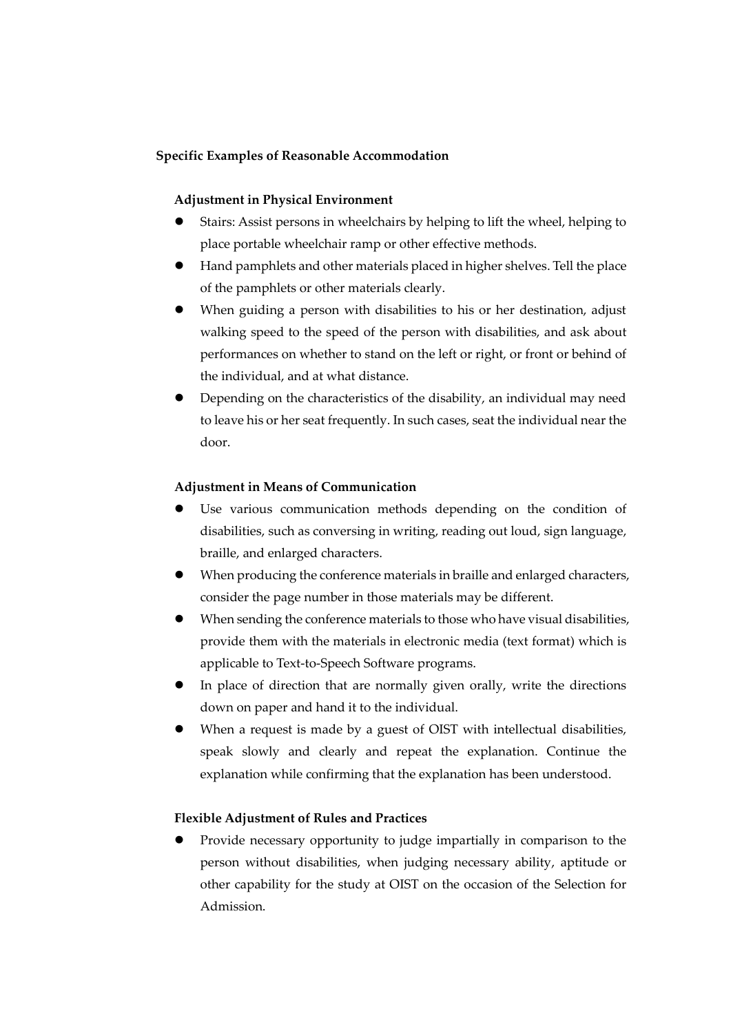**Specific Examples of Reasonable Accommodation**

**Adjustment in Physical Environment**

- Stairs: Assist persons in wheelchairs by helping to lift the wheel, helping to place portable wheelchair ramp or other effective methods.
- Hand pamphlets and other materials placed in higher shelves. Tell the place of the pamphlets or other materials clearly.
- When guiding a person with disabilities to his or her destination, adjust walking speed to the speed of the person with disabilities, and ask about performances on whether to stand on the left or right, or front or behind of the individual, and at what distance.
- Depending on the characteristics of the disability, an individual may need to leave his or her seat frequently. In such cases, seat the individual near the door.

**Adjustment in Means of Communication**

- Use various communication methods depending on the condition of disabilities, such as conversing in writing, reading out loud, sign language, braille, and enlarged characters.
- When producing the conference materials in braille and enlarged characters, consider the page number in those materials may be different.
- When sending the conference materials to those who have visual disabilities, provide them with the materials in electronic media (text format) which is applicable to Text-to-Speech Software programs.
- In place of direction that are normally given orally, write the directions down on paper and hand it to the individual.
- When a request is made by a guest of OIST with intellectual disabilities, speak slowly and clearly and repeat the explanation. Continue the explanation while confirming that the explanation has been understood.

**Flexible Adjustment of Rules and Practices**

- Provide necessary opportunity to judge impartially in comparison to the person without disabilities, when judging necessary ability, aptitude or other capability for the study at OIST on the occasion of the Selection for Admission.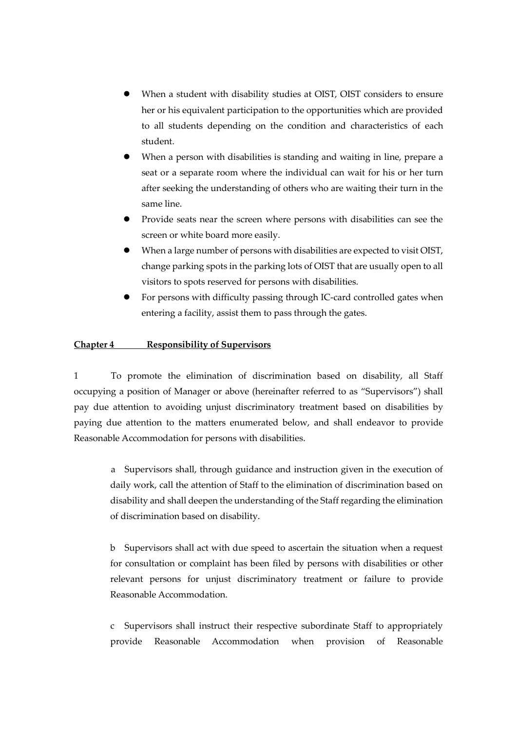- When a student with disability studies at OIST, OIST considers to ensure her or his equivalent participation to the opportunities which are provided to all students depending on the condition and characteristics of each student.
- When a person with disabilities is standing and waiting in line, prepare a seat or a separate room where the individual can wait for his or her turn after seeking the understanding of others who are waiting their turn in the same line.
- Provide seats near the screen where persons with disabilities can see the screen or white board more easily.
- When a large number of persons with disabilities are expected to visit OIST, change parking spots in the parking lots of OIST that are usually open to all visitors to spots reserved for persons with disabilities.
- For persons with difficulty passing through IC-card controlled gates when entering a facility, assist them to pass through the gates.

## **Chapter 4 Responsibility of Supervisors**

1 To promote the elimination of discrimination based on disability, all Staff occupying a position of Manager or above (hereinafter referred to as "Supervisors") shall pay due attention to avoiding unjust discriminatory treatment based on disabilities by paying due attention to the matters enumerated below, and shall endeavor to provide Reasonable Accommodation for persons with disabilities.

a Supervisors shall, through guidance and instruction given in the execution of daily work, call the attention of Staff to the elimination of discrimination based on disability and shall deepen the understanding of the Staff regarding the elimination of discrimination based on disability.

b Supervisors shall act with due speed to ascertain the situation when a request for consultation or complaint has been filed by persons with disabilities or other relevant persons for unjust discriminatory treatment or failure to provide Reasonable Accommodation.

c Supervisors shall instruct their respective subordinate Staff to appropriately provide Reasonable Accommodation when provision of Reasonable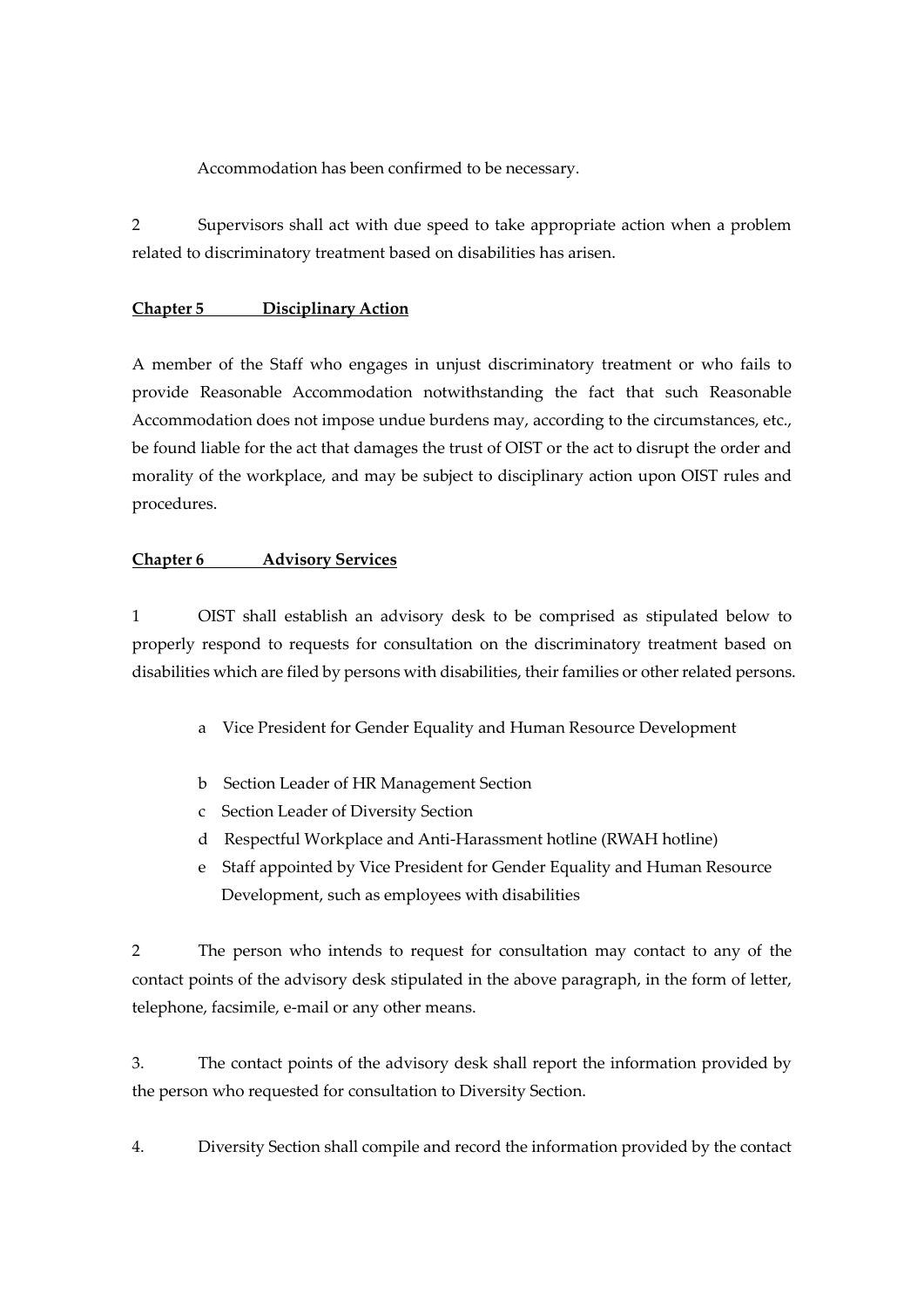Accommodation has been confirmed to be necessary.

2 Supervisors shall act with due speed to take appropriate action when a problem related to discriminatory treatment based on disabilities has arisen.

## Chapter 5 Disciplinary Action

A member of the Staff who engages in unjust discriminatory treatment or who fails to provide Reasonable Accommodation notwithstanding the fact that such Reasonable Accommodation does not impose undue burdens may, according to the circumstances, etc., be found liable for the act that damages the trust of OIST or the act to disrupt the order and morality of the workplace, and may be subject to disciplinary action upon OIST rules and procedures.

## Chapter 6 Advisory Services

1 OIST shall establish an advisory desk to be comprised as stipulated below to properly respond to requests for consultation on the discriminatory treatment based on disabilities which are filed by persons with disabilities, their families or other related persons.

a Vice President for Gender Equality and Human Resource Development

b Section Leader of HR Management Section

c Section Leader of Diversity Section

d Respectful Workplace and Anti-Harassment hotline (RWAH hotline)

e Staff appointed by Vice President for Gender Equality and Human Resource Development, such as employees with disabilities

2 The person who intends to request for consultation may contact to any of the contact points of the advisory desk stipulated in the above paragraph, in the form of letter, telephone, facsimile, e-mail or any other means.

3. The contact points of the advisory desk shall report the information provided by the person who requested for consultation to Diversity Section.

4. Diversity Section shall compile and record the information provided by the contact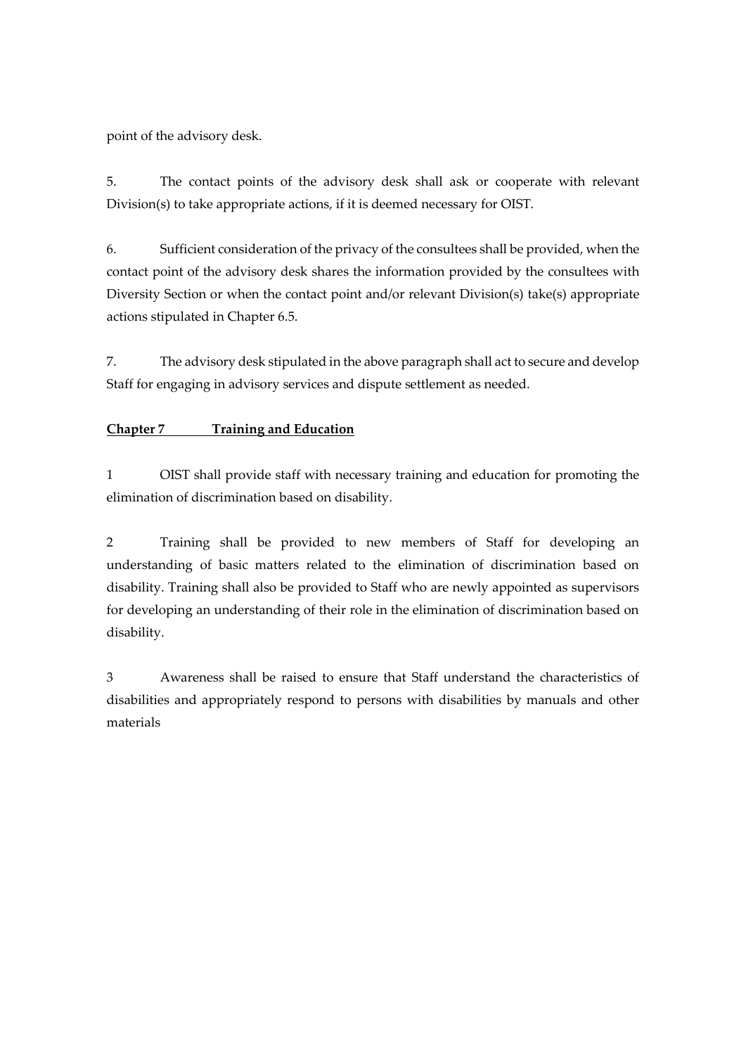point of the advisory desk.

5. The contact points of the advisory desk shall ask or cooperate with relevant Division(s) to take appropriate actions, if it is deemed necessary for OIST.

6. Sufficient consideration of the privacy of the consultees shall be provided, when the contact point of the advisory desk shares the information provided by the consultees with Diversity Section or when the contact point and/or relevant Division(s) take(s) appropriate actions stipulated in Chapter 6.5.

7. The advisory desk stipulated in the above paragraph shall act to secure and develop Staff for engaging in advisory services and dispute settlement as needed.

## **Chapter 7 Training and Education**

1 OIST shall provide staff with necessary training and education for promoting the elimination of discrimination based on disability.

2 Training shall be provided to new members of Staff for developing an understanding of basic matters related to the elimination of discrimination based on disability. Training shall also be provided to Staff who are newly appointed as supervisors for developing an understanding of their role in the elimination of discrimination based on disability.

3 Awareness shall be raised to ensure that Staff understand the characteristics of disabilities and appropriately respond to persons with disabilities by manuals and other materials